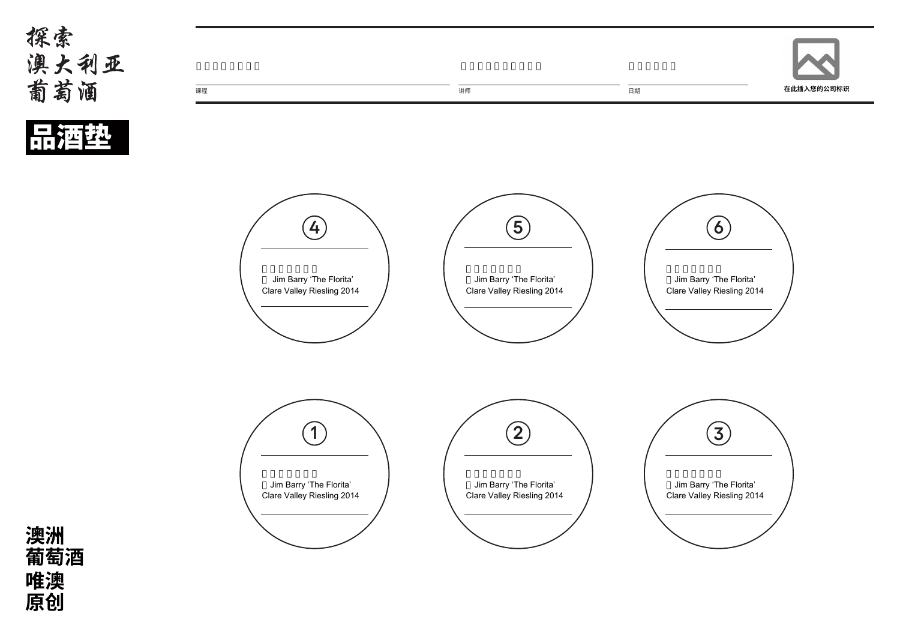# 探索
# 澳大利亚
# 葡萄酒

## 品酒垫

课程

讲师

日期

在此插入您的公司标识

④

Jim Barry 'The Florita'
Clare Valley Riesling 2014

⑤

Jim Barry 'The Florita'
Clare Valley Riesling 2014

⑥

Jim Barry 'The Florita'
Clare Valley Riesling 2014

①

Jim Barry 'The Florita'
Clare Valley Riesling 2014

②

Jim Barry 'The Florita'
Clare Valley Riesling 2014

③

Jim Barry 'The Florita'
Clare Valley Riesling 2014

**澳洲**
**葡萄酒**
**唯澳**
**原创**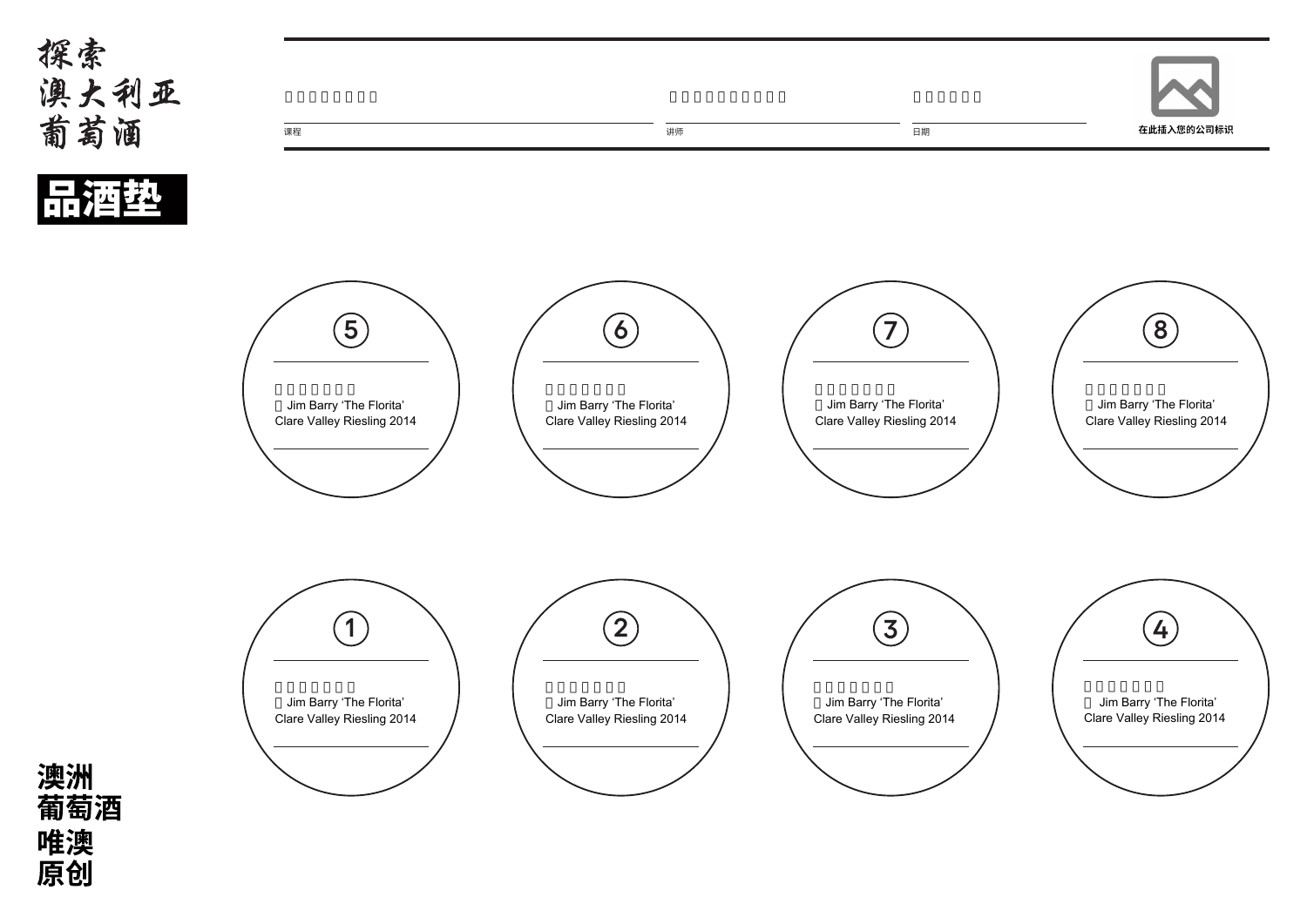# 探索澳大利亚葡萄酒

## 品酒垫

□□□□□□□

课程

□□□□□□□□□□

讲师

□□□□□

日期

在此插入您的公司标识

⑤

□□□□□□□
□ Jim Barry ‘The Florita’ Clare Valley Riesling 2014

⑥

□□□□□□□
□ Jim Barry ‘The Florita’ Clare Valley Riesling 2014

⑦

□□□□□□□
□ Jim Barry ‘The Florita’ Clare Valley Riesling 2014

⑧

□□□□□□□
□ Jim Barry ‘The Florita’ Clare Valley Riesling 2014

①

□□□□□□□
□ Jim Barry ‘The Florita’ Clare Valley Riesling 2014

②

□□□□□□□
□ Jim Barry ‘The Florita’ Clare Valley Riesling 2014

③

□□□□□□□
□ Jim Barry ‘The Florita’ Clare Valley Riesling 2014

④

□□□□□□□
□ Jim Barry ‘The Florita’ Clare Valley Riesling 2014

**澳洲葡萄酒唯澳原创**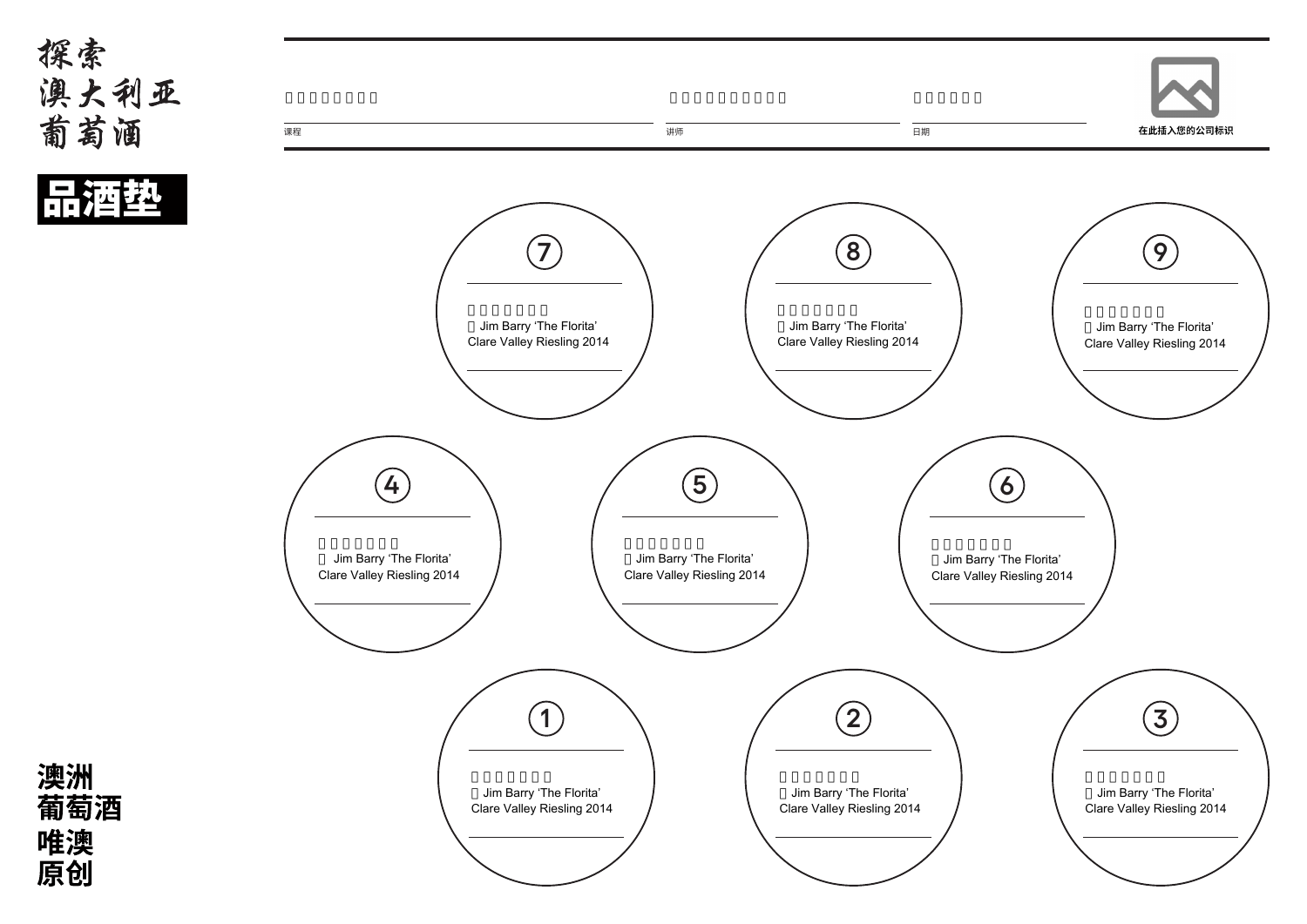# 探索澳大利亚葡萄酒

## 品酒垫

| | | |
|---|---|---|
| 课程 | 讲师 | 日期 |

在此插入您的公司标识

**7**

Jim Barry ‘The Florita’ Clare Valley Riesling 2014

**8**

Jim Barry ‘The Florita’ Clare Valley Riesling 2014

**9**

Jim Barry ‘The Florita’ Clare Valley Riesling 2014

**4**

Jim Barry ‘The Florita’ Clare Valley Riesling 2014

**5**

Jim Barry ‘The Florita’ Clare Valley Riesling 2014

**6**

Jim Barry ‘The Florita’ Clare Valley Riesling 2014

**1**

Jim Barry ‘The Florita’ Clare Valley Riesling 2014

**2**

Jim Barry ‘The Florita’ Clare Valley Riesling 2014

**3**

Jim Barry ‘The Florita’ Clare Valley Riesling 2014

**澳洲葡萄酒唯澳原创**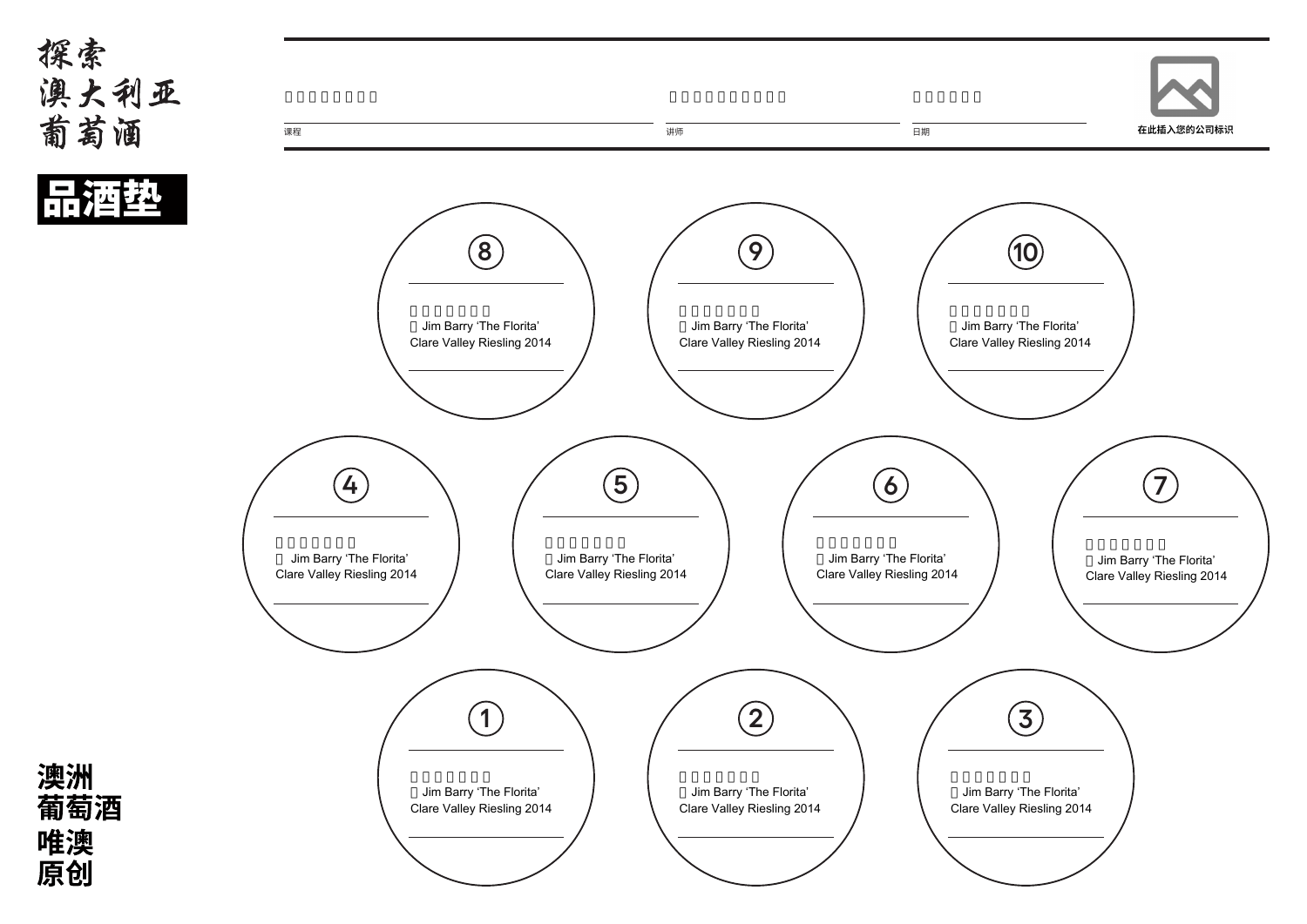# 探索
# 澳大利亚
# 葡萄酒

## 品酒垫

| 课程 | 讲师 | 日期 | 在此插入您的公司标识 |
| --- | --- | --- | --- |

8

Jim Barry 'The Florita'
Clare Valley Riesling 2014

9

Jim Barry 'The Florita'
Clare Valley Riesling 2014

10

Jim Barry 'The Florita'
Clare Valley Riesling 2014

4

Jim Barry 'The Florita'
Clare Valley Riesling 2014

5

Jim Barry 'The Florita'
Clare Valley Riesling 2014

6

Jim Barry 'The Florita'
Clare Valley Riesling 2014

7

Jim Barry 'The Florita'
Clare Valley Riesling 2014

1

Jim Barry 'The Florita'
Clare Valley Riesling 2014

2

Jim Barry 'The Florita'
Clare Valley Riesling 2014

3

Jim Barry 'The Florita'
Clare Valley Riesling 2014

**澳洲**
**葡萄酒**
**唯澳**
**原创**